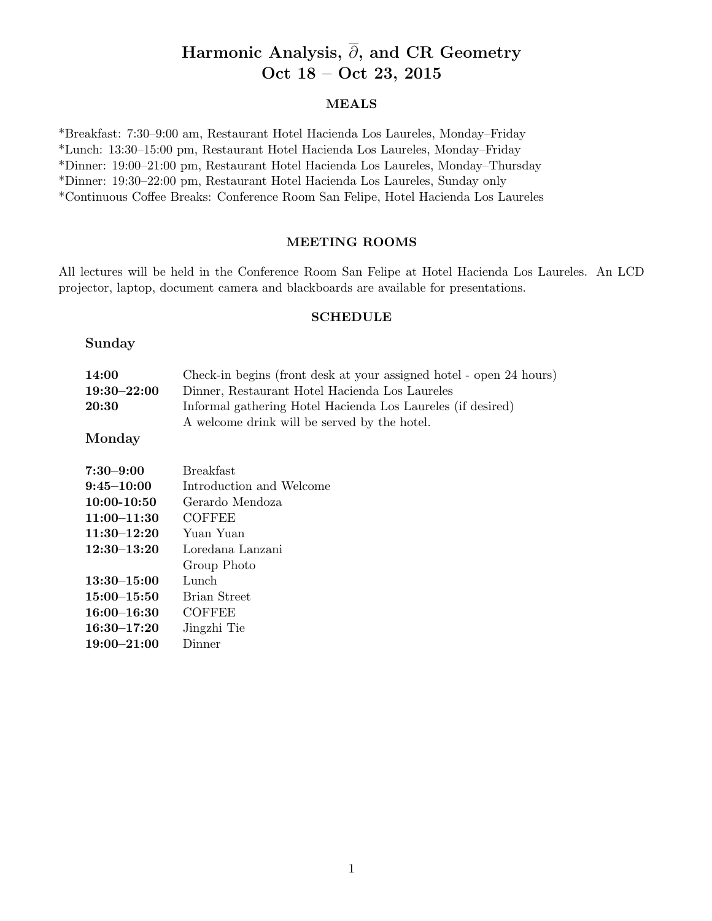# Harmonic Analysis, $\overline{\partial}$, and CR Geometry
# Oct 18 – Oct 23, 2015

## MEALS

*Breakfast: 7:30–9:00 am, Restaurant Hotel Hacienda Los Laureles, Monday–Friday
*Lunch: 13:30–15:00 pm, Restaurant Hotel Hacienda Los Laureles, Monday–Friday
*Dinner: 19:00–21:00 pm, Restaurant Hotel Hacienda Los Laureles, Monday–Thursday
*Dinner: 19:30–22:00 pm, Restaurant Hotel Hacienda Los Laureles, Sunday only
*Continuous Coffee Breaks: Conference Room San Felipe, Hotel Hacienda Los Laureles

## MEETING ROOMS

All lectures will be held in the Conference Room San Felipe at Hotel Hacienda Los Laureles. An LCD projector, laptop, document camera and blackboards are available for presentations.

## SCHEDULE

### Sunday

| | |
|---|---|
| **14:00** | Check-in begins (front desk at your assigned hotel - open 24 hours) |
| **19:30–22:00** | Dinner, Restaurant Hotel Hacienda Los Laureles |
| **20:30** | Informal gathering Hotel Hacienda Los Laureles (if desired) A welcome drink will be served by the hotel. |

### Monday

| | |
|---|---|
| **7:30–9:00** | Breakfast |
| **9:45–10:00** | Introduction and Welcome |
| **10:00-10:50** | Gerardo Mendoza |
| **11:00–11:30** | COFFEE |
| **11:30–12:20** | Yuan Yuan |
| **12:30–13:20** | Loredana Lanzani |
| | Group Photo |
| **13:30–15:00** | Lunch |
| **15:00–15:50** | Brian Street |
| **16:00–16:30** | COFFEE |
| **16:30–17:20** | Jingzhi Tie |
| **19:00–21:00** | Dinner |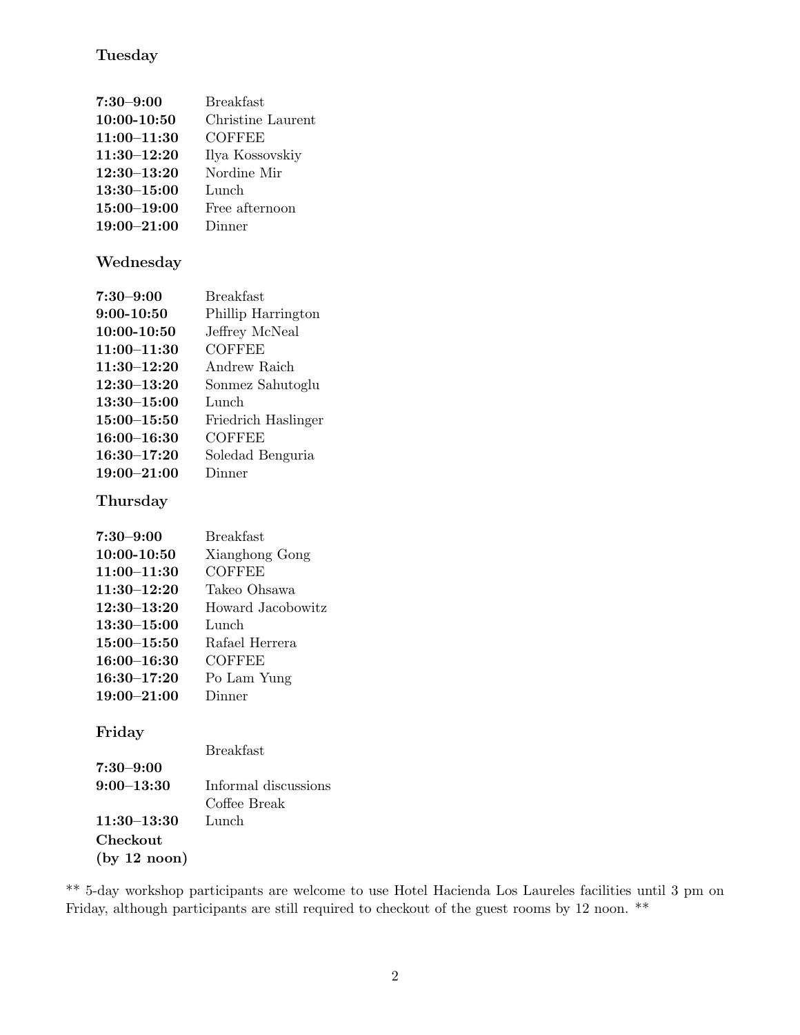### Tuesday

| | |
|---|---|
| **7:30–9:00** | Breakfast |
| **10:00-10:50** | Christine Laurent |
| **11:00–11:30** | COFFEE |
| **11:30–12:20** | Ilya Kossovskiy |
| **12:30–13:20** | Nordine Mir |
| **13:30–15:00** | Lunch |
| **15:00–19:00** | Free afternoon |
| **19:00–21:00** | Dinner |

### Wednesday

| | |
|---|---|
| **7:30–9:00** | Breakfast |
| **9:00-10:50** | Phillip Harrington |
| **10:00-10:50** | Jeffrey McNeal |
| **11:00–11:30** | COFFEE |
| **11:30–12:20** | Andrew Raich |
| **12:30–13:20** | Sonmez Sahutoglu |
| **13:30–15:00** | Lunch |
| **15:00–15:50** | Friedrich Haslinger |
| **16:00–16:30** | COFFEE |
| **16:30–17:20** | Soledad Benguria |
| **19:00–21:00** | Dinner |

### Thursday

| | |
|---|---|
| **7:30–9:00** | Breakfast |
| **10:00-10:50** | Xianghong Gong |
| **11:00–11:30** | COFFEE |
| **11:30–12:20** | Takeo Ohsawa |
| **12:30–13:20** | Howard Jacobowitz |
| **13:30–15:00** | Lunch |
| **15:00–15:50** | Rafael Herrera |
| **16:00–16:30** | COFFEE |
| **16:30–17:20** | Po Lam Yung |
| **19:00–21:00** | Dinner |

### Friday

| | |
|---|---|
| **7:30–9:00** | Breakfast |
| **9:00–13:30** | Informal discussions |
| | Coffee Break |
| **11:30–13:30** | Lunch |
| **Checkout (by 12 noon)** | |

** 5-day workshop participants are welcome to use Hotel Hacienda Los Laureles facilities until 3 pm on Friday, although participants are still required to checkout of the guest rooms by 12 noon. **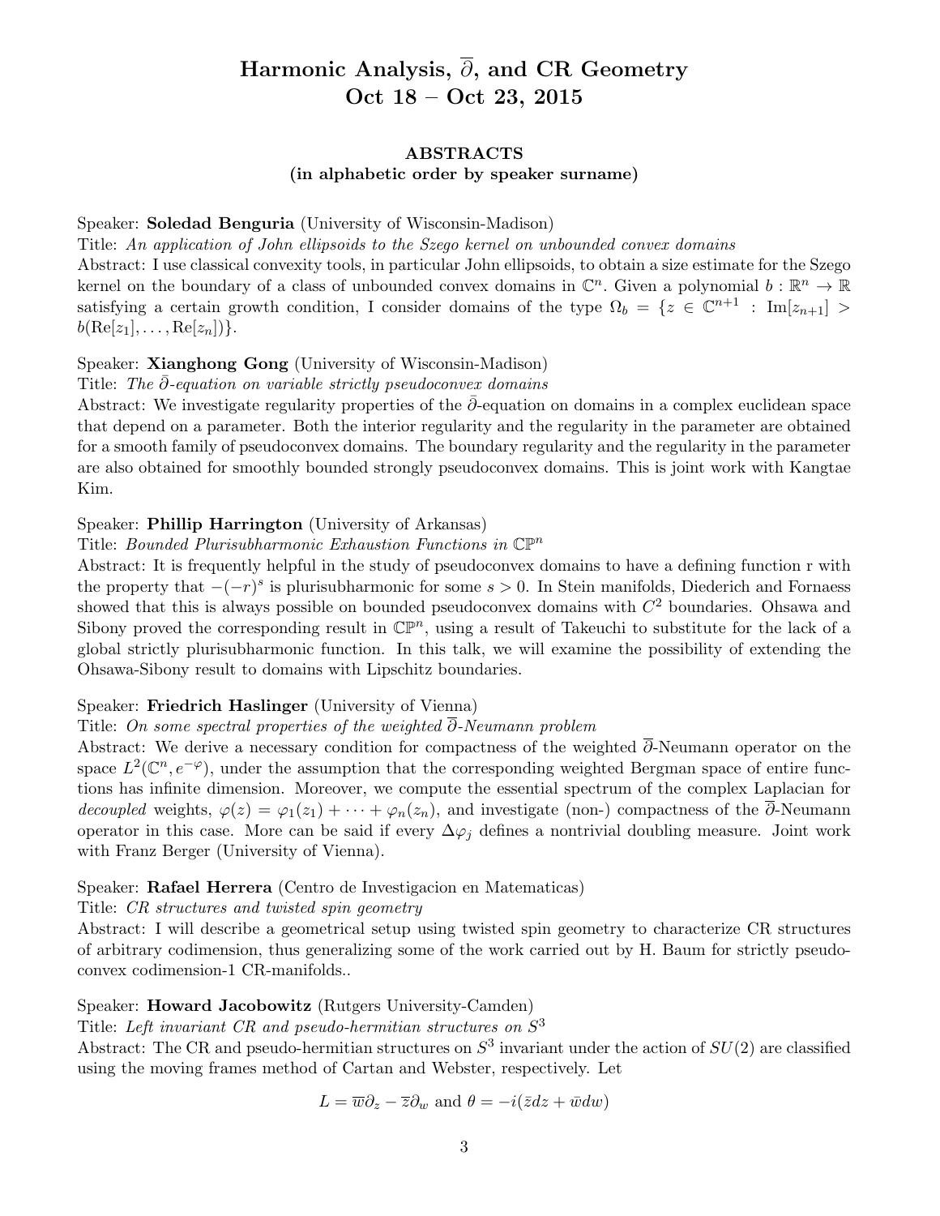# Harmonic Analysis, $\overline{\partial}$, and CR Geometry
# Oct 18 – Oct 23, 2015

## ABSTRACTS
### (in alphabetic order by speaker surname)

Speaker: **Soledad Benguria** (University of Wisconsin-Madison)

Title: *An application of John ellipsoids to the Szego kernel on unbounded convex domains*

Abstract: I use classical convexity tools, in particular John ellipsoids, to obtain a size estimate for the Szego kernel on the boundary of a class of unbounded convex domains in $\mathbb{C}^n$. Given a polynomial $b : \mathbb{R}^n \to \mathbb{R}$ satisfying a certain growth condition, I consider domains of the type $\Omega_b = \{z \in \mathbb{C}^{n+1} : \text{Im}[z_{n+1}] > b(\text{Re}[z_1], \ldots, \text{Re}[z_n])\}$.

Speaker: **Xianghong Gong** (University of Wisconsin-Madison)

Title: *The $\bar{\partial}$-equation on variable strictly pseudoconvex domains*

Abstract: We investigate regularity properties of the $\bar{\partial}$-equation on domains in a complex euclidean space that depend on a parameter. Both the interior regularity and the regularity in the parameter are obtained for a smooth family of pseudoconvex domains. The boundary regularity and the regularity in the parameter are also obtained for smoothly bounded strongly pseudoconvex domains. This is joint work with Kangtae Kim.

Speaker: **Phillip Harrington** (University of Arkansas)

Title: *Bounded Plurisubharmonic Exhaustion Functions in $\mathbb{CP}^n$*

Abstract: It is frequently helpful in the study of pseudoconvex domains to have a defining function r with the property that $-(-r)^s$ is plurisubharmonic for some $s > 0$. In Stein manifolds, Diederich and Fornaess showed that this is always possible on bounded pseudoconvex domains with $C^2$ boundaries. Ohsawa and Sibony proved the corresponding result in $\mathbb{CP}^n$, using a result of Takeuchi to substitute for the lack of a global strictly plurisubharmonic function. In this talk, we will examine the possibility of extending the Ohsawa-Sibony result to domains with Lipschitz boundaries.

Speaker: **Friedrich Haslinger** (University of Vienna)

Title: *On some spectral properties of the weighted $\overline{\partial}$-Neumann problem*

Abstract: We derive a necessary condition for compactness of the weighted $\overline{\partial}$-Neumann operator on the space $L^2(\mathbb{C}^n, e^{-\varphi})$, under the assumption that the corresponding weighted Bergman space of entire functions has infinite dimension. Moreover, we compute the essential spectrum of the complex Laplacian for *decoupled* weights, $\varphi(z) = \varphi_1(z_1) + \cdots + \varphi_n(z_n)$, and investigate (non-) compactness of the $\overline{\partial}$-Neumann operator in this case. More can be said if every $\Delta\varphi_j$ defines a nontrivial doubling measure. Joint work with Franz Berger (University of Vienna).

Speaker: **Rafael Herrera** (Centro de Investigacion en Matematicas)

Title: *CR structures and twisted spin geometry*

Abstract: I will describe a geometrical setup using twisted spin geometry to characterize CR structures of arbitrary codimension, thus generalizing some of the work carried out by H. Baum for strictly pseudoconvex codimension-1 CR-manifolds..

Speaker: **Howard Jacobowitz** (Rutgers University-Camden)

Title: *Left invariant CR and pseudo-hermitian structures on $S^3$*

Abstract: The CR and pseudo-hermitian structures on $S^3$ invariant under the action of $SU(2)$ are classified using the moving frames method of Cartan and Webster, respectively. Let

$$L = \overline{w}\partial_z - \overline{z}\partial_w \text{ and } \theta = -i(\bar{z}dz + \bar{w}dw)$$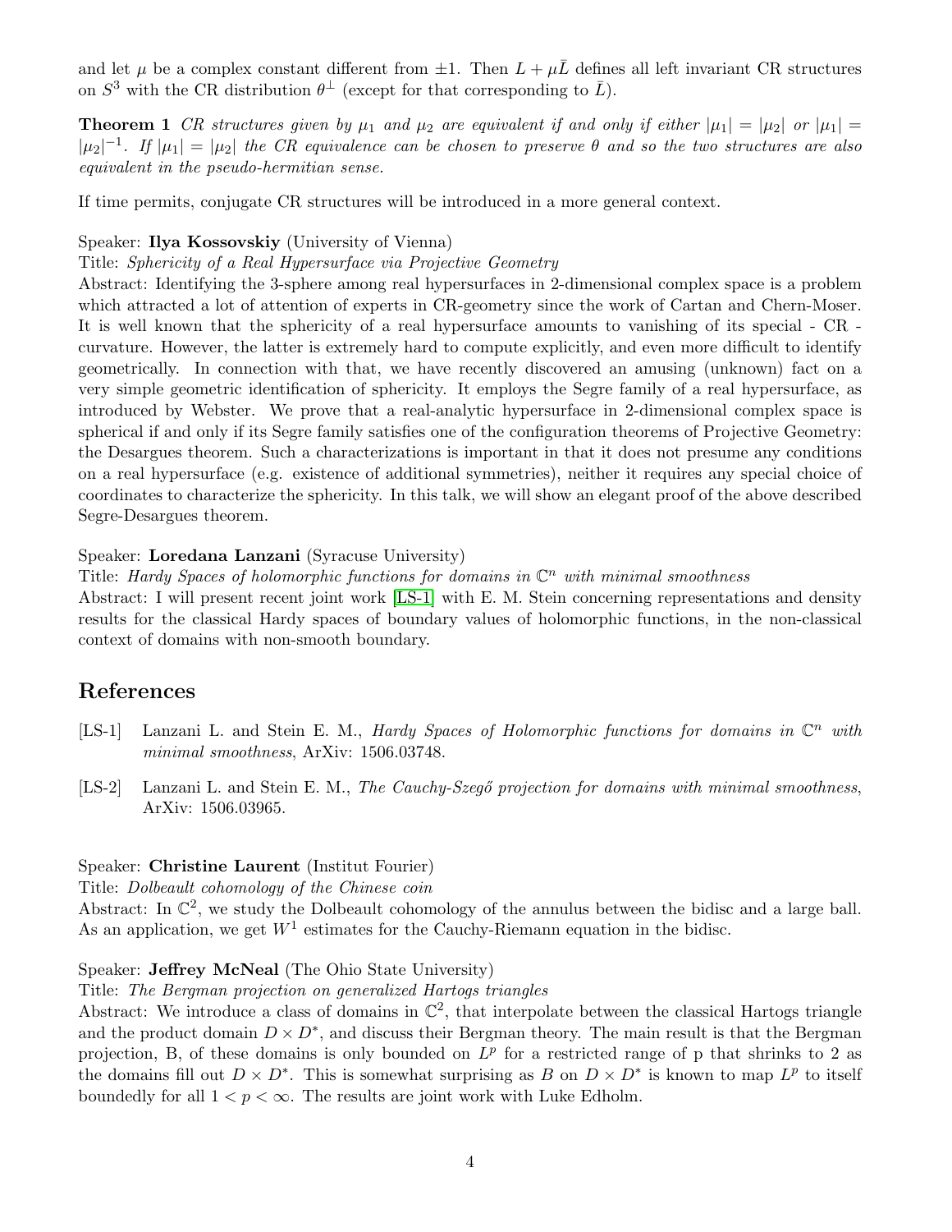and let $\mu$ be a complex constant different from $\pm 1$. Then $L + \mu\bar{L}$ defines all left invariant CR structures on $S^3$ with the CR distribution $\theta^\perp$ (except for that corresponding to $\bar{L}$).

**Theorem 1** *CR structures given by $\mu_1$ and $\mu_2$ are equivalent if and only if either $|\mu_1| = |\mu_2|$ or $|\mu_1| = |\mu_2|^{-1}$. If $|\mu_1| = |\mu_2|$ the CR equivalence can be chosen to preserve $\theta$ and so the two structures are also equivalent in the pseudo-hermitian sense.*

If time permits, conjugate CR structures will be introduced in a more general context.

Speaker: **Ilya Kossovskiy** (University of Vienna)

Title: *Sphericity of a Real Hypersurface via Projective Geometry*

Abstract: Identifying the 3-sphere among real hypersurfaces in 2-dimensional complex space is a problem which attracted a lot of attention of experts in CR-geometry since the work of Cartan and Chern-Moser. It is well known that the sphericity of a real hypersurface amounts to vanishing of its special - CR - curvature. However, the latter is extremely hard to compute explicitly, and even more difficult to identify geometrically. In connection with that, we have recently discovered an amusing (unknown) fact on a very simple geometric identification of sphericity. It employs the Segre family of a real hypersurface, as introduced by Webster. We prove that a real-analytic hypersurface in 2-dimensional complex space is spherical if and only if its Segre family satisfies one of the configuration theorems of Projective Geometry: the Desargues theorem. Such a characterizations is important in that it does not presume any conditions on a real hypersurface (e.g. existence of additional symmetries), neither it requires any special choice of coordinates to characterize the sphericity. In this talk, we will show an elegant proof of the above described Segre-Desargues theorem.

Speaker: **Loredana Lanzani** (Syracuse University)

Title: *Hardy Spaces of holomorphic functions for domains in $\mathbb{C}^n$ with minimal smoothness*

Abstract: I will present recent joint work [LS-1] with E. M. Stein concerning representations and density results for the classical Hardy spaces of boundary values of holomorphic functions, in the non-classical context of domains with non-smooth boundary.

## References

[LS-1] Lanzani L. and Stein E. M., *Hardy Spaces of Holomorphic functions for domains in $\mathbb{C}^n$ with minimal smoothness*, ArXiv: 1506.03748.

[LS-2] Lanzani L. and Stein E. M., *The Cauchy-Szegő projection for domains with minimal smoothness*, ArXiv: 1506.03965.

Speaker: **Christine Laurent** (Institut Fourier)

Title: *Dolbeault cohomology of the Chinese coin*

Abstract: In $\mathbb{C}^2$, we study the Dolbeault cohomology of the annulus between the bidisc and a large ball. As an application, we get $W^1$ estimates for the Cauchy-Riemann equation in the bidisc.

Speaker: **Jeffrey McNeal** (The Ohio State University)

Title: *The Bergman projection on generalized Hartogs triangles*

Abstract: We introduce a class of domains in $\mathbb{C}^2$, that interpolate between the classical Hartogs triangle and the product domain $D \times D^*$, and discuss their Bergman theory. The main result is that the Bergman projection, B, of these domains is only bounded on $L^p$ for a restricted range of p that shrinks to 2 as the domains fill out $D \times D^*$. This is somewhat surprising as $B$ on $D \times D^*$ is known to map $L^p$ to itself boundedly for all $1 < p < \infty$. The results are joint work with Luke Edholm.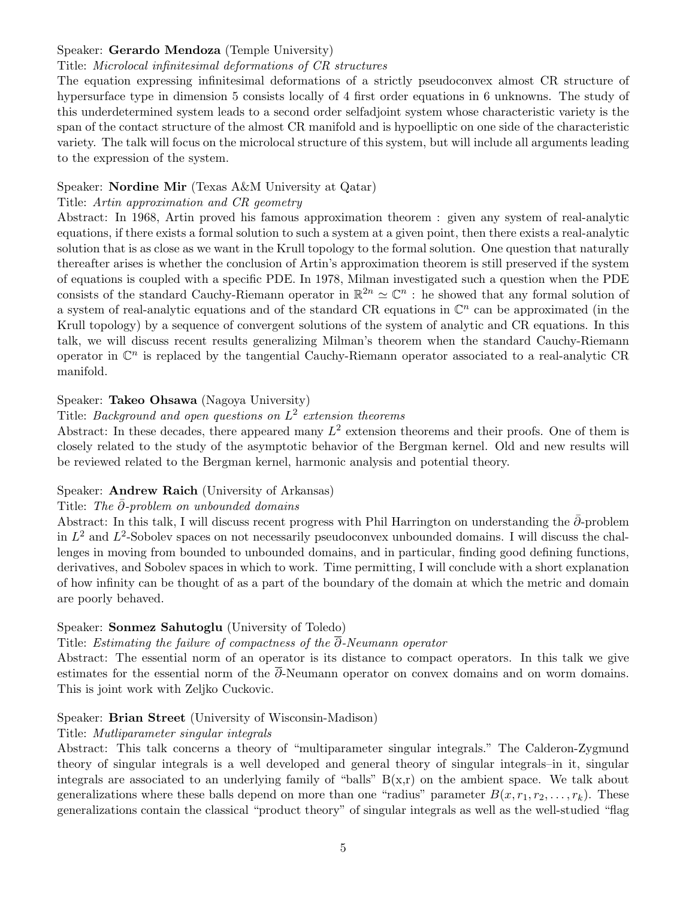Speaker: **Gerardo Mendoza** (Temple University)

Title: *Microlocal infinitesimal deformations of CR structures*

The equation expressing infinitesimal deformations of a strictly pseudoconvex almost CR structure of hypersurface type in dimension 5 consists locally of 4 first order equations in 6 unknowns. The study of this underdetermined system leads to a second order selfadjoint system whose characteristic variety is the span of the contact structure of the almost CR manifold and is hypoelliptic on one side of the characteristic variety. The talk will focus on the microlocal structure of this system, but will include all arguments leading to the expression of the system.

Speaker: **Nordine Mir** (Texas A&M University at Qatar)

Title: *Artin approximation and CR geometry*

Abstract: In 1968, Artin proved his famous approximation theorem : given any system of real-analytic equations, if there exists a formal solution to such a system at a given point, then there exists a real-analytic solution that is as close as we want in the Krull topology to the formal solution. One question that naturally thereafter arises is whether the conclusion of Artin's approximation theorem is still preserved if the system of equations is coupled with a specific PDE. In 1978, Milman investigated such a question when the PDE consists of the standard Cauchy-Riemann operator in $\mathbb{R}^{2n} \simeq \mathbb{C}^n$ : he showed that any formal solution of a system of real-analytic equations and of the standard CR equations in $\mathbb{C}^n$ can be approximated (in the Krull topology) by a sequence of convergent solutions of the system of analytic and CR equations. In this talk, we will discuss recent results generalizing Milman's theorem when the standard Cauchy-Riemann operator in $\mathbb{C}^n$ is replaced by the tangential Cauchy-Riemann operator associated to a real-analytic CR manifold.

Speaker: **Takeo Ohsawa** (Nagoya University)

Title: *Background and open questions on $L^2$ extension theorems*

Abstract: In these decades, there appeared many $L^2$ extension theorems and their proofs. One of them is closely related to the study of the asymptotic behavior of the Bergman kernel. Old and new results will be reviewed related to the Bergman kernel, harmonic analysis and potential theory.

Speaker: **Andrew Raich** (University of Arkansas)

Title: *The $\bar{\partial}$-problem on unbounded domains*

Abstract: In this talk, I will discuss recent progress with Phil Harrington on understanding the $\bar{\partial}$-problem in $L^2$ and $L^2$-Sobolev spaces on not necessarily pseudoconvex unbounded domains. I will discuss the challenges in moving from bounded to unbounded domains, and in particular, finding good defining functions, derivatives, and Sobolev spaces in which to work. Time permitting, I will conclude with a short explanation of how infinity can be thought of as a part of the boundary of the domain at which the metric and domain are poorly behaved.

Speaker: **Sonmez Sahutoglu** (University of Toledo)

Title: *Estimating the failure of compactness of the $\overline{\partial}$-Neumann operator*

Abstract: The essential norm of an operator is its distance to compact operators. In this talk we give estimates for the essential norm of the $\overline{\partial}$-Neumann operator on convex domains and on worm domains. This is joint work with Zeljko Cuckovic.

Speaker: **Brian Street** (University of Wisconsin-Madison)

Title: *Mutliparameter singular integrals*

Abstract: This talk concerns a theory of "multiparameter singular integrals." The Calderon-Zygmund theory of singular integrals is a well developed and general theory of singular integrals–in it, singular integrals are associated to an underlying family of "balls" B(x,r) on the ambient space. We talk about generalizations where these balls depend on more than one "radius" parameter $B(x, r_1, r_2, \ldots, r_k)$. These generalizations contain the classical "product theory" of singular integrals as well as the well-studied "flag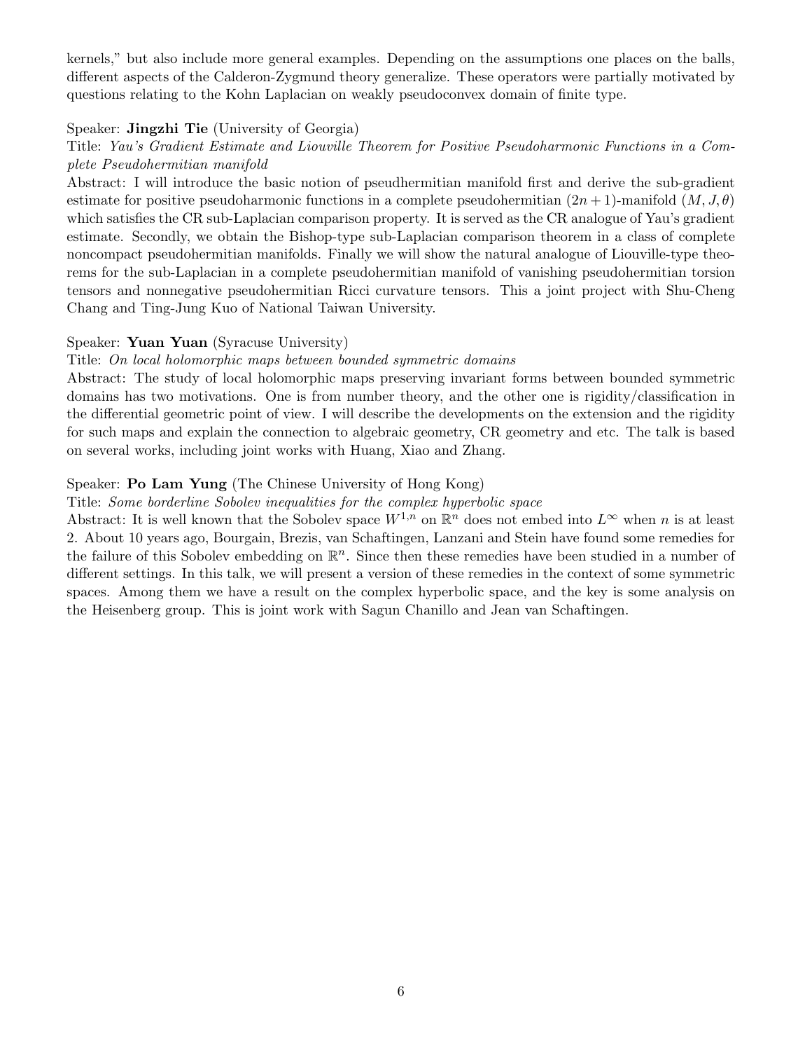kernels," but also include more general examples. Depending on the assumptions one places on the balls, different aspects of the Calderon-Zygmund theory generalize. These operators were partially motivated by questions relating to the Kohn Laplacian on weakly pseudoconvex domain of finite type.

Speaker: **Jingzhi Tie** (University of Georgia)

Title: *Yau's Gradient Estimate and Liouville Theorem for Positive Pseudoharmonic Functions in a Complete Pseudohermitian manifold*

Abstract: I will introduce the basic notion of pseudhermitian manifold first and derive the sub-gradient estimate for positive pseudoharmonic functions in a complete pseudohermitian $(2n+1)$-manifold $(M, J, \theta)$ which satisfies the CR sub-Laplacian comparison property. It is served as the CR analogue of Yau's gradient estimate. Secondly, we obtain the Bishop-type sub-Laplacian comparison theorem in a class of complete noncompact pseudohermitian manifolds. Finally we will show the natural analogue of Liouville-type theorems for the sub-Laplacian in a complete pseudohermitian manifold of vanishing pseudohermitian torsion tensors and nonnegative pseudohermitian Ricci curvature tensors. This a joint project with Shu-Cheng Chang and Ting-Jung Kuo of National Taiwan University.

Speaker: **Yuan Yuan** (Syracuse University)

Title: *On local holomorphic maps between bounded symmetric domains*

Abstract: The study of local holomorphic maps preserving invariant forms between bounded symmetric domains has two motivations. One is from number theory, and the other one is rigidity/classification in the differential geometric point of view. I will describe the developments on the extension and the rigidity for such maps and explain the connection to algebraic geometry, CR geometry and etc. The talk is based on several works, including joint works with Huang, Xiao and Zhang.

Speaker: **Po Lam Yung** (The Chinese University of Hong Kong)

Title: *Some borderline Sobolev inequalities for the complex hyperbolic space*

Abstract: It is well known that the Sobolev space $W^{1,n}$ on $\mathbb{R}^n$ does not embed into $L^\infty$ when $n$ is at least 2. About 10 years ago, Bourgain, Brezis, van Schaftingen, Lanzani and Stein have found some remedies for the failure of this Sobolev embedding on $\mathbb{R}^n$. Since then these remedies have been studied in a number of different settings. In this talk, we will present a version of these remedies in the context of some symmetric spaces. Among them we have a result on the complex hyperbolic space, and the key is some analysis on the Heisenberg group. This is joint work with Sagun Chanillo and Jean van Schaftingen.